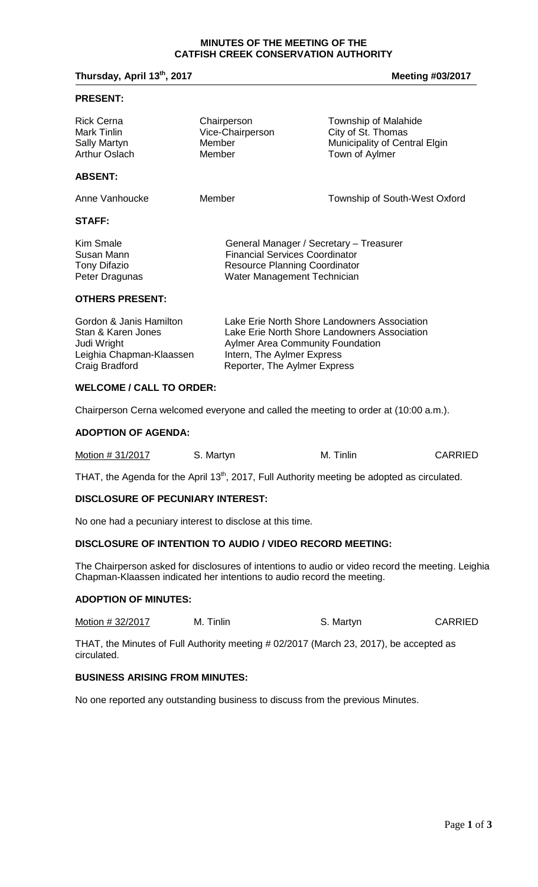# MINUTES OF THE MEETING OF THE CATFISH CREEK CONSERVATION AUTHORITY

**Thursday, April 13th, 2017** **Meeting #03/2017**

## PRESENT:

| | | |
|---|---|---|
| Rick Cerna | Chairperson | Township of Malahide |
| Mark Tinlin | Vice-Chairperson | City of St. Thomas |
| Sally Martyn | Member | Municipality of Central Elgin |
| Arthur Oslach | Member | Town of Aylmer |

## ABSENT:

| | | |
|---|---|---|
| Anne Vanhoucke | Member | Township of South-West Oxford |

## STAFF:

| | |
|---|---|
| Kim Smale | General Manager / Secretary – Treasurer |
| Susan Mann | Financial Services Coordinator |
| Tony Difazio | Resource Planning Coordinator |
| Peter Dragunas | Water Management Technician |

## OTHERS PRESENT:

| | |
|---|---|
| Gordon & Janis Hamilton | Lake Erie North Shore Landowners Association |
| Stan & Karen Jones | Lake Erie North Shore Landowners Association |
| Judi Wright | Aylmer Area Community Foundation |
| Leighia Chapman-Klaassen | Intern, The Aylmer Express |
| Craig Bradford | Reporter, The Aylmer Express |

## WELCOME / CALL TO ORDER:

Chairperson Cerna welcomed everyone and called the meeting to order at (10:00 a.m.).

## ADOPTION OF AGENDA:

| Motion # 31/2017 | S. Martyn | M. Tinlin | CARRIED |
|---|---|---|---|

THAT, the Agenda for the April 13th, 2017, Full Authority meeting be adopted as circulated.

## DISCLOSURE OF PECUNIARY INTEREST:

No one had a pecuniary interest to disclose at this time.

## DISCLOSURE OF INTENTION TO AUDIO / VIDEO RECORD MEETING:

The Chairperson asked for disclosures of intentions to audio or video record the meeting. Leighia Chapman-Klaassen indicated her intentions to audio record the meeting.

## ADOPTION OF MINUTES:

| Motion # 32/2017 | M. Tinlin | S. Martyn | CARRIED |
|---|---|---|---|

THAT, the Minutes of Full Authority meeting # 02/2017 (March 23, 2017), be accepted as circulated.

## BUSINESS ARISING FROM MINUTES:

No one reported any outstanding business to discuss from the previous Minutes.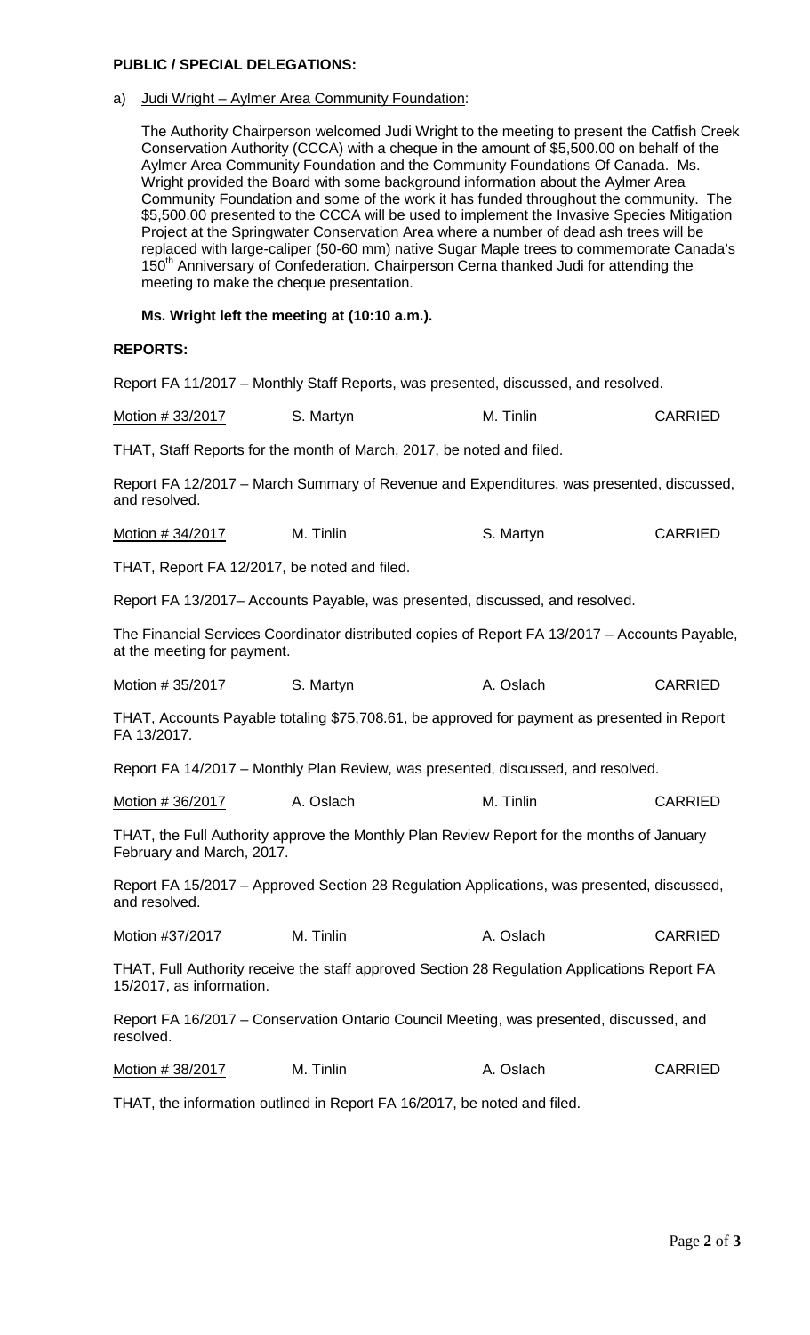**PUBLIC / SPECIAL DELEGATIONS:**

a) Judi Wright – Aylmer Area Community Foundation:

The Authority Chairperson welcomed Judi Wright to the meeting to present the Catfish Creek Conservation Authority (CCCA) with a cheque in the amount of $5,500.00 on behalf of the Aylmer Area Community Foundation and the Community Foundations Of Canada. Ms. Wright provided the Board with some background information about the Aylmer Area Community Foundation and some of the work it has funded throughout the community. The $5,500.00 presented to the CCCA will be used to implement the Invasive Species Mitigation Project at the Springwater Conservation Area where a number of dead ash trees will be replaced with large-caliper (50-60 mm) native Sugar Maple trees to commemorate Canada's 150th Anniversary of Confederation. Chairperson Cerna thanked Judi for attending the meeting to make the cheque presentation.

**Ms. Wright left the meeting at (10:10 a.m.).**

**REPORTS:**

Report FA 11/2017 – Monthly Staff Reports, was presented, discussed, and resolved.

| Motion # 33/2017 | S. Martyn | M. Tinlin | CARRIED |
|---|---|---|---|

THAT, Staff Reports for the month of March, 2017, be noted and filed.

Report FA 12/2017 – March Summary of Revenue and Expenditures, was presented, discussed, and resolved.

| Motion # 34/2017 | M. Tinlin | S. Martyn | CARRIED |
|---|---|---|---|

THAT, Report FA 12/2017, be noted and filed.

Report FA 13/2017– Accounts Payable, was presented, discussed, and resolved.

The Financial Services Coordinator distributed copies of Report FA 13/2017 – Accounts Payable, at the meeting for payment.

| Motion # 35/2017 | S. Martyn | A. Oslach | CARRIED |
|---|---|---|---|

THAT, Accounts Payable totaling $75,708.61, be approved for payment as presented in Report FA 13/2017.

Report FA 14/2017 – Monthly Plan Review, was presented, discussed, and resolved.

| Motion # 36/2017 | A. Oslach | M. Tinlin | CARRIED |
|---|---|---|---|

THAT, the Full Authority approve the Monthly Plan Review Report for the months of January February and March, 2017.

Report FA 15/2017 – Approved Section 28 Regulation Applications, was presented, discussed, and resolved.

| Motion #37/2017 | M. Tinlin | A. Oslach | CARRIED |
|---|---|---|---|

THAT, Full Authority receive the staff approved Section 28 Regulation Applications Report FA 15/2017, as information.

Report FA 16/2017 – Conservation Ontario Council Meeting, was presented, discussed, and resolved.

| Motion # 38/2017 | M. Tinlin | A. Oslach | CARRIED |
|---|---|---|---|

THAT, the information outlined in Report FA 16/2017, be noted and filed.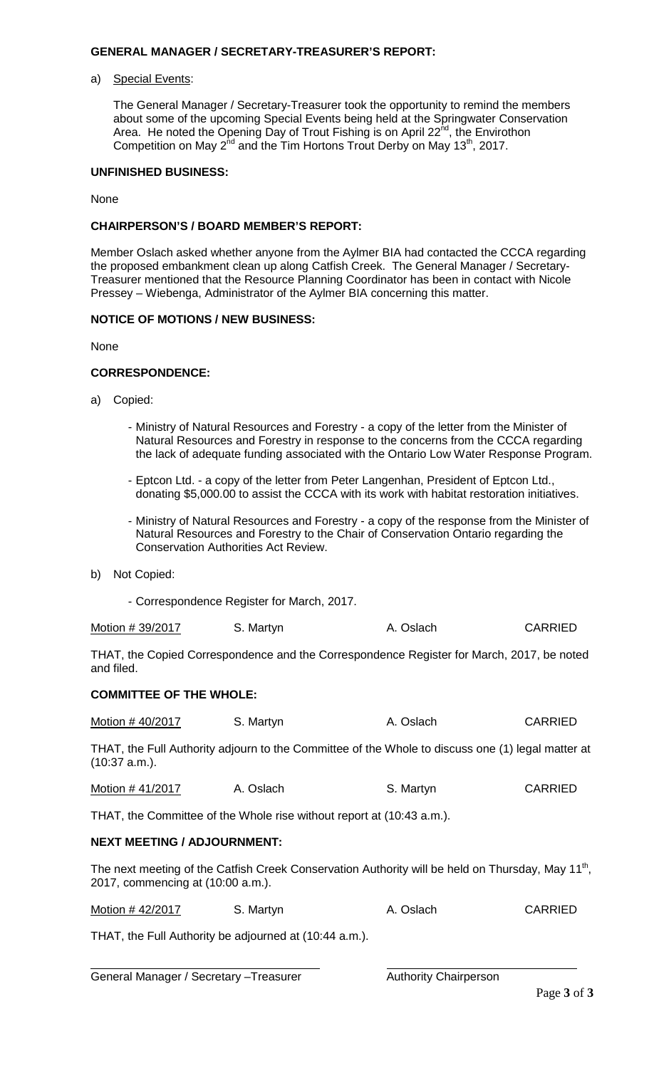**GENERAL MANAGER / SECRETARY-TREASURER'S REPORT:**

a) Special Events:

The General Manager / Secretary-Treasurer took the opportunity to remind the members about some of the upcoming Special Events being held at the Springwater Conservation Area. He noted the Opening Day of Trout Fishing is on April 22nd, the Envirothon Competition on May 2nd and the Tim Hortons Trout Derby on May 13th, 2017.

**UNFINISHED BUSINESS:**

None

**CHAIRPERSON'S / BOARD MEMBER'S REPORT:**

Member Oslach asked whether anyone from the Aylmer BIA had contacted the CCCA regarding the proposed embankment clean up along Catfish Creek. The General Manager / Secretary-Treasurer mentioned that the Resource Planning Coordinator has been in contact with Nicole Pressey – Wiebenga, Administrator of the Aylmer BIA concerning this matter.

**NOTICE OF MOTIONS / NEW BUSINESS:**

None

**CORRESPONDENCE:**

a) Copied:

- Ministry of Natural Resources and Forestry - a copy of the letter from the Minister of Natural Resources and Forestry in response to the concerns from the CCCA regarding the lack of adequate funding associated with the Ontario Low Water Response Program.
- Eptcon Ltd. - a copy of the letter from Peter Langenhan, President of Eptcon Ltd., donating $5,000.00 to assist the CCCA with its work with habitat restoration initiatives.
- Ministry of Natural Resources and Forestry - a copy of the response from the Minister of Natural Resources and Forestry to the Chair of Conservation Ontario regarding the Conservation Authorities Act Review.

b) Not Copied:

- Correspondence Register for March, 2017.

| | | | |
|---|---|---|---|
| Motion # 39/2017 | S. Martyn | A. Oslach | CARRIED |

THAT, the Copied Correspondence and the Correspondence Register for March, 2017, be noted and filed.

**COMMITTEE OF THE WHOLE:**

| | | | |
|---|---|---|---|
| Motion # 40/2017 | S. Martyn | A. Oslach | CARRIED |

THAT, the Full Authority adjourn to the Committee of the Whole to discuss one (1) legal matter at (10:37 a.m.).

| | | | |
|---|---|---|---|
| Motion # 41/2017 | A. Oslach | S. Martyn | CARRIED |

THAT, the Committee of the Whole rise without report at (10:43 a.m.).

**NEXT MEETING / ADJOURNMENT:**

The next meeting of the Catfish Creek Conservation Authority will be held on Thursday, May 11th, 2017, commencing at (10:00 a.m.).

| | | | |
|---|---|---|---|
| Motion # 42/2017 | S. Martyn | A. Oslach | CARRIED |

THAT, the Full Authority be adjourned at (10:44 a.m.).

General Manager / Secretary –Treasurer

Authority Chairperson